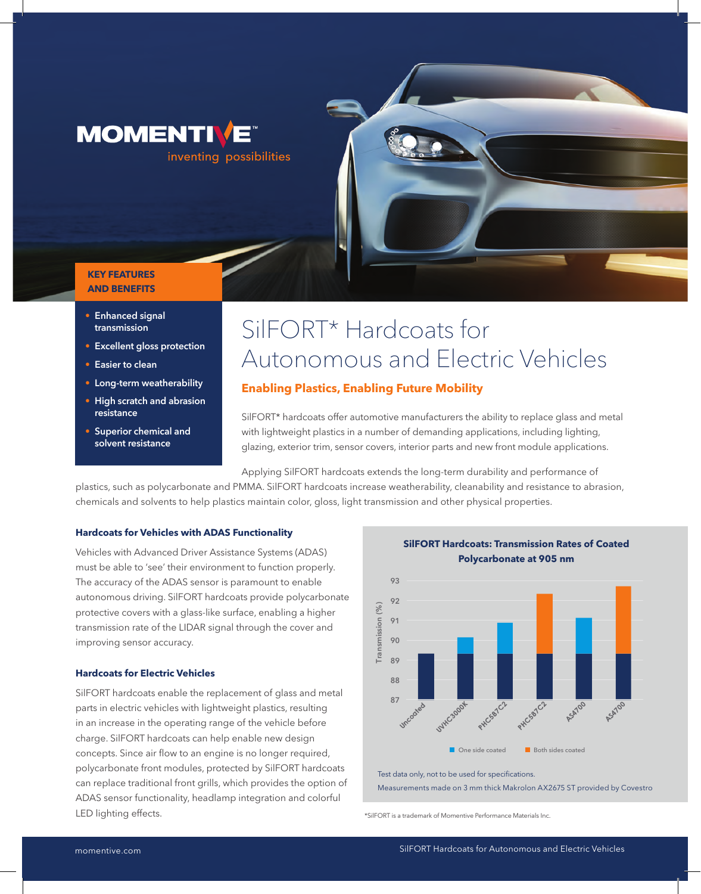MOMENTIVE™

inventing possibilities

**KEY FEATURES AND BENEFITS**

- Enhanced signal transmission
- Excellent gloss protection
- Easier to clean
- Long-term weatherability
- High scratch and abrasion resistance
- Superior chemical and solvent resistance

# SilFORT* Hardcoats for Autonomous and Electric Vehicles

## Enabling Plastics, Enabling Future Mobility

SilFORT* hardcoats offer automotive manufacturers the ability to replace glass and metal with lightweight plastics in a number of demanding applications, including lighting, glazing, exterior trim, sensor covers, interior parts and new front module applications.

Applying SilFORT hardcoats extends the long-term durability and performance of plastics, such as polycarbonate and PMMA. SilFORT hardcoats increase weatherability, cleanability and resistance to abrasion, chemicals and solvents to help plastics maintain color, gloss, light transmission and other physical properties.

### Hardcoats for Vehicles with ADAS Functionality

Vehicles with Advanced Driver Assistance Systems (ADAS) must be able to 'see' their environment to function properly. The accuracy of the ADAS sensor is paramount to enable autonomous driving. SilFORT hardcoats provide polycarbonate protective covers with a glass-like surface, enabling a higher transmission rate of the LIDAR signal through the cover and improving sensor accuracy.

### Hardcoats for Electric Vehicles

SilFORT hardcoats enable the replacement of glass and metal parts in electric vehicles with lightweight plastics, resulting in an increase in the operating range of the vehicle before charge. SilFORT hardcoats can help enable new design concepts. Since air flow to an engine is no longer required, polycarbonate front modules, protected by SilFORT hardcoats can replace traditional front grills, which provides the option of ADAS sensor functionality, headlamp integration and colorful LED lighting effects.

**SilFORT Hardcoats: Transmission Rates of Coated Polycarbonate at 905 nm**

Transmission (%): 87–93

Uncoated, UVHC3000K, PHC587C2, PHC587C2, AS4700, AS4700

One side coated | Both sides coated

Test data only, not to be used for specifications.

Measurements made on 3 mm thick Makrolon AX2675 ST provided by Covestro

*SilFORT is a trademark of Momentive Performance Materials Inc.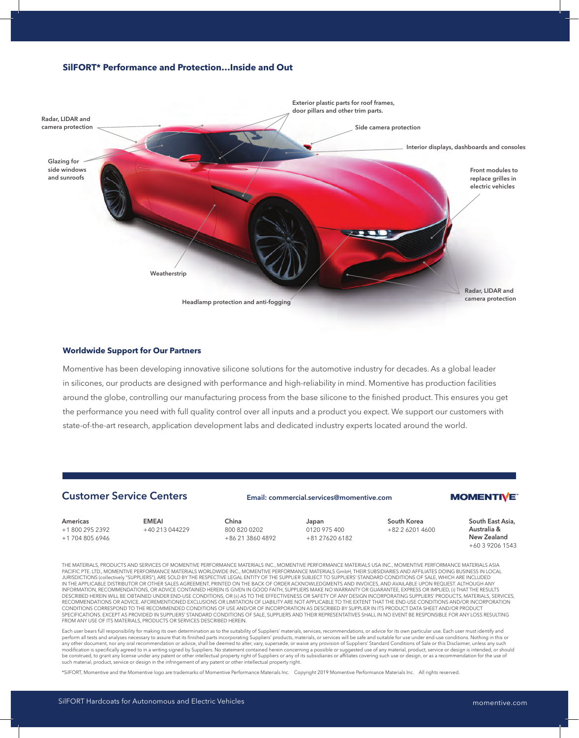## SilFORT* Performance and Protection…Inside and Out

Radar, LIDAR and camera protection

Glazing for side windows and sunroofs

Exterior plastic parts for roof frames, door pillars and other trim parts.

Side camera protection

Interior displays, dashboards and consoles

Front modules to replace grilles in electric vehicles

Weatherstrip

Headlamp protection and anti-fogging

Radar, LIDAR and camera protection

## Worldwide Support for Our Partners

Momentive has been developing innovative silicone solutions for the automotive industry for decades. As a global leader in silicones, our products are designed with performance and high-reliability in mind. Momentive has production facilities around the globe, controlling our manufacturing process from the base silicone to the finished product. This ensures you get the performance you need with full quality control over all inputs and a product you expect. We support our customers with state-of-the-art research, application development labs and dedicated industry experts located around the world.

## Customer Service Centers

**Email: commercial.services@momentive.com**

MOMENTIVE

| Americas | EMEAI | China | Japan | South Korea | South East Asia, Australia & New Zealand |
|---|---|---|---|---|---|
| +1 800 295 2392<br>+1 704 805 6946 | +40 213 044229 | 800 820 0202<br>+86 21 3860 4892 | 0120 975 400<br>+81 27620 6182 | +82 2 6201 4600 | +60 3 9206 1543 |

THE MATERIALS, PRODUCTS AND SERVICES OF MOMENTIVE PERFORMANCE MATERIALS INC., MOMENTIVE PERFORMANCE MATERIALS USA INC., MOMENTIVE PERFORMANCE MATERIALS ASIA PACIFIC PTE. LTD., MOMENTIVE PERFORMANCE MATERIALS WORLDWIDE INC., MOMENTIVE PERFORMANCE MATERIALS GmbH, THEIR SUBSIDIARIES AND AFFILIATES DOING BUSINESS IN LOCAL JURISDICTIONS (collectively "SUPPLIERS"), ARE SOLD BY THE RESPECTIVE LEGAL ENTITY OF THE SUPPLIER SUBJECT TO SUPPLIERS' STANDARD CONDITIONS OF SALE, WHICH ARE INCLUDED IN THE APPLICABLE DISTRIBUTOR OR OTHER SALES AGREEMENT, PRINTED ON THE BACK OF ORDER ACKNOWLEDGMENTS AND INVOICES, AND AVAILABLE UPON REQUEST. ALTHOUGH ANY INFORMATION, RECOMMENDATIONS, OR ADVICE CONTAINED HEREIN IS GIVEN IN GOOD FAITH, SUPPLIERS MAKE NO WARRANTY OR GUARANTEE, EXPRESS OR IMPLIED, (i) THAT THE RESULTS DESCRIBED HEREIN WILL BE OBTAINED UNDER END-USE CONDITIONS, OR (ii) AS TO THE EFFECTIVENESS OR SAFETY OF ANY DESIGN INCORPORATING SUPPLIERS' PRODUCTS, MATERIALS, SERVICES, RECOMMENDATIONS OR ADVICE. AFOREMENTIONED EXCLUSIONS OR LIMITATION OF LIABILITY ARE NOT APPLICABLE TO THE EXTENT THAT THE END-USE CONDITIONS AND/OR INCORPORATION CONDITIONS CORRESPOND TO THE RECOMMENDED CONDITIONS OF USE AND/OR OF INCORPORATION AS DESCRIBED BY SUPPLIER IN ITS PRODUCT DATA SHEET AND/OR PRODUCT SPECIFICATIONS. EXCEPT AS PROVIDED IN SUPPLIERS' STANDARD CONDITIONS OF SALE, SUPPLIERS AND THEIR REPRESENTATIVES SHALL IN NO EVENT BE RESPONSIBLE FOR ANY LOSS RESULTING FROM ANY USE OF ITS MATERIALS, PRODUCTS OR SERVICES DESCRIBED HEREIN.

Each user bears full responsibility for making its own determination as to the suitability of Suppliers' materials, services, recommendations, or advice for its own particular use. Each user must identify and perform all tests and analyses necessary to assure that its finished parts incorporating Suppliers' products, materials, or services will be safe and suitable for use under end-use conditions. Nothing in this or any other document, nor any oral recommendation or advice, shall be deemed to alter, vary, supersede, or waive any provision of Suppliers' Standard Conditions of Sale or this Disclaimer, unless any such modification is specifically agreed to in a writing signed by Suppliers. No statement contained herein concerning a possible or suggested use of any material, product, service or design is intended, or should be construed, to grant any license under any patent or other intellectual property right of Suppliers or any of its subsidiaries or affiliates covering such use or design, or as a recommendation for the use of such material, product, service or design in the infringement of any patent or other intellectual property right.

*SilFORT, Momentive and the Momentive logo are trademarks of Momentive Performance Materials Inc. Copyright 2019 Momentive Performance Materials Inc. All rights reserved.